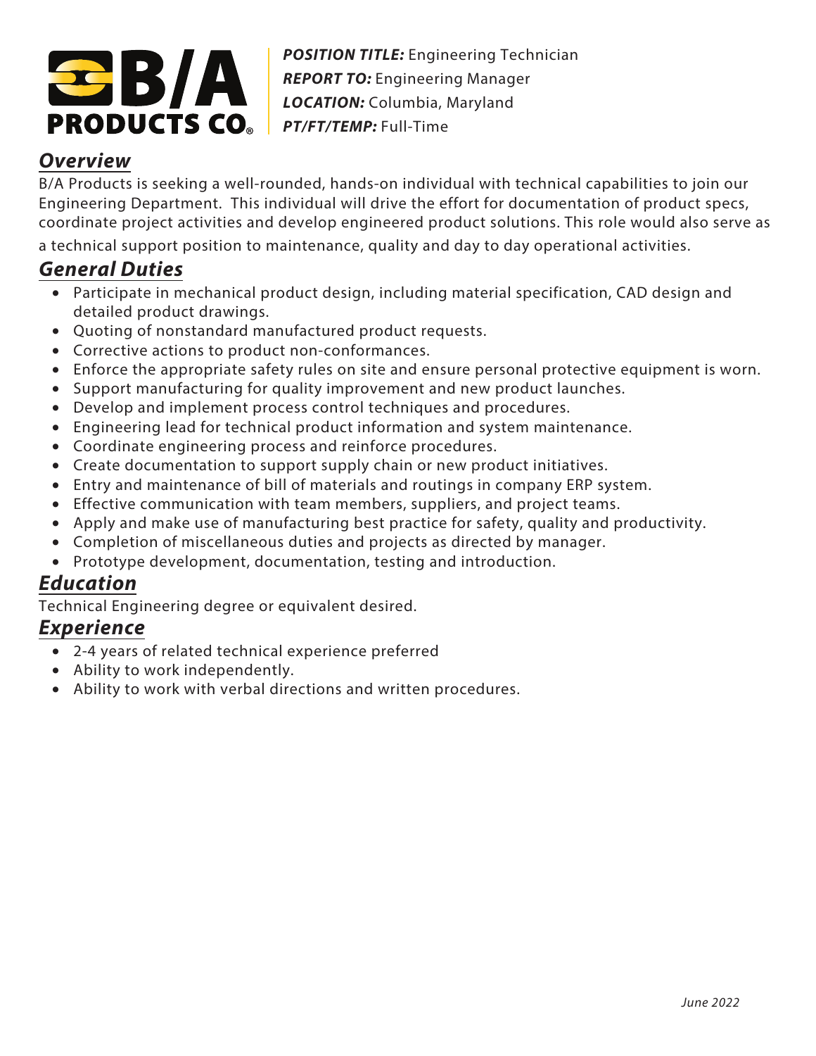**B/A PRODUCTS CO.®**

***POSITION TITLE:*** Engineering Technician
***REPORT TO:*** Engineering Manager
***LOCATION:*** Columbia, Maryland
***PT/FT/TEMP:*** Full-Time

## *Overview*

B/A Products is seeking a well-rounded, hands-on individual with technical capabilities to join our Engineering Department. This individual will drive the effort for documentation of product specs, coordinate project activities and develop engineered product solutions. This role would also serve as a technical support position to maintenance, quality and day to day operational activities.

## *General Duties*

- Participate in mechanical product design, including material specification, CAD design and detailed product drawings.
- Quoting of nonstandard manufactured product requests.
- Corrective actions to product non-conformances.
- Enforce the appropriate safety rules on site and ensure personal protective equipment is worn.
- Support manufacturing for quality improvement and new product launches.
- Develop and implement process control techniques and procedures.
- Engineering lead for technical product information and system maintenance.
- Coordinate engineering process and reinforce procedures.
- Create documentation to support supply chain or new product initiatives.
- Entry and maintenance of bill of materials and routings in company ERP system.
- Effective communication with team members, suppliers, and project teams.
- Apply and make use of manufacturing best practice for safety, quality and productivity.
- Completion of miscellaneous duties and projects as directed by manager.
- Prototype development, documentation, testing and introduction.

## *Education*

Technical Engineering degree or equivalent desired.

## *Experience*

- 2-4 years of related technical experience preferred
- Ability to work independently.
- Ability to work with verbal directions and written procedures.

*June 2022*